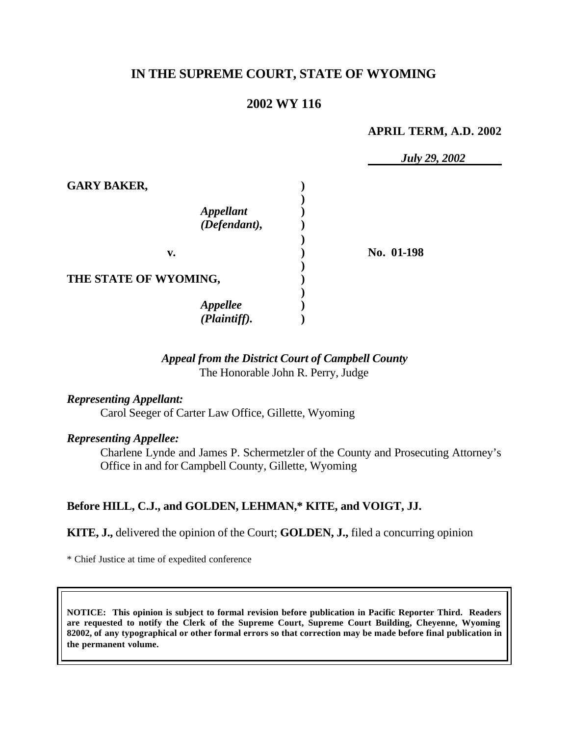# IN THE SUPREME COURT, STATE OF WYOMING

## 2002 WY 116

**APRIL TERM, A.D. 2002**

*July 29, 2002*

| | | |
|---|---|---|
| **GARY BAKER,** | ) | |
| *Appellant* *(Defendant),* | ) | |
| **v.** | ) | **No. 01-198** |
| **THE STATE OF WYOMING,** | ) | |
| *Appellee* *(Plaintiff).* | ) | |

*Appeal from the District Court of Campbell County*
The Honorable John R. Perry, Judge

*Representing Appellant:*
Carol Seeger of Carter Law Office, Gillette, Wyoming

*Representing Appellee:*
Charlene Lynde and James P. Schermetzler of the County and Prosecuting Attorney's Office in and for Campbell County, Gillette, Wyoming

**Before HILL, C.J., and GOLDEN, LEHMAN,\* KITE, and VOIGT, JJ.**

**KITE, J.,** delivered the opinion of the Court; **GOLDEN, J.,** filed a concurring opinion

\* Chief Justice at time of expedited conference

**NOTICE: This opinion is subject to formal revision before publication in Pacific Reporter Third. Readers are requested to notify the Clerk of the Supreme Court, Supreme Court Building, Cheyenne, Wyoming 82002, of any typographical or other formal errors so that correction may be made before final publication in the permanent volume.**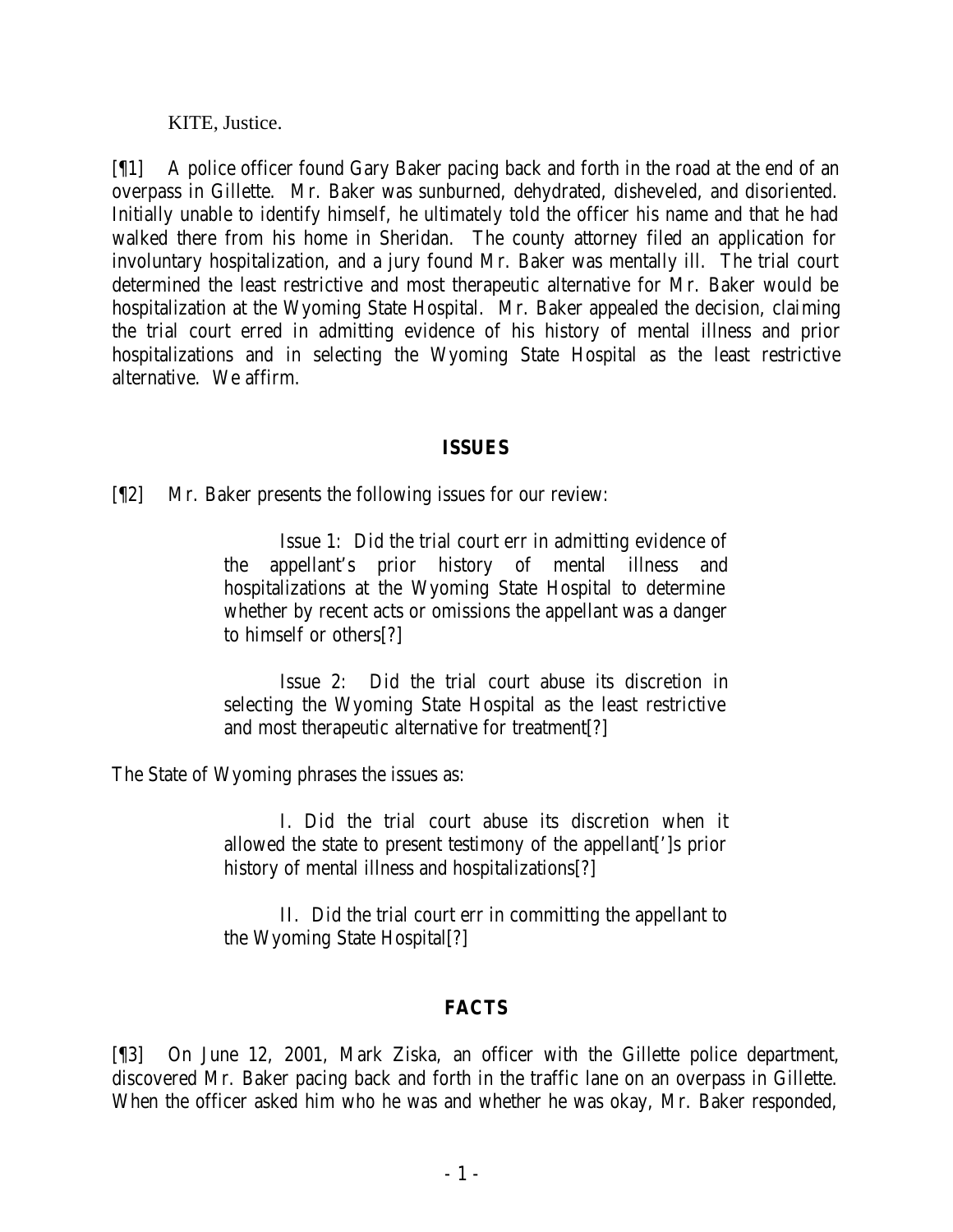KITE, Justice.

[¶1] A police officer found Gary Baker pacing back and forth in the road at the end of an overpass in Gillette. Mr. Baker was sunburned, dehydrated, disheveled, and disoriented. Initially unable to identify himself, he ultimately told the officer his name and that he had walked there from his home in Sheridan. The county attorney filed an application for involuntary hospitalization, and a jury found Mr. Baker was mentally ill. The trial court determined the least restrictive and most therapeutic alternative for Mr. Baker would be hospitalization at the Wyoming State Hospital. Mr. Baker appealed the decision, claiming the trial court erred in admitting evidence of his history of mental illness and prior hospitalizations and in selecting the Wyoming State Hospital as the least restrictive alternative. We affirm.

## ISSUES

[¶2] Mr. Baker presents the following issues for our review:

> Issue 1: Did the trial court err in admitting evidence of the appellant's prior history of mental illness and hospitalizations at the Wyoming State Hospital to determine whether by recent acts or omissions the appellant was a danger to himself or others[?]
>
> Issue 2: Did the trial court abuse its discretion in selecting the Wyoming State Hospital as the least restrictive and most therapeutic alternative for treatment[?]

The State of Wyoming phrases the issues as:

> I. Did the trial court abuse its discretion when it allowed the state to present testimony of the appellant[']s prior history of mental illness and hospitalizations[?]
>
> II. Did the trial court err in committing the appellant to the Wyoming State Hospital[?]

## FACTS

[¶3] On June 12, 2001, Mark Ziska, an officer with the Gillette police department, discovered Mr. Baker pacing back and forth in the traffic lane on an overpass in Gillette. When the officer asked him who he was and whether he was okay, Mr. Baker responded,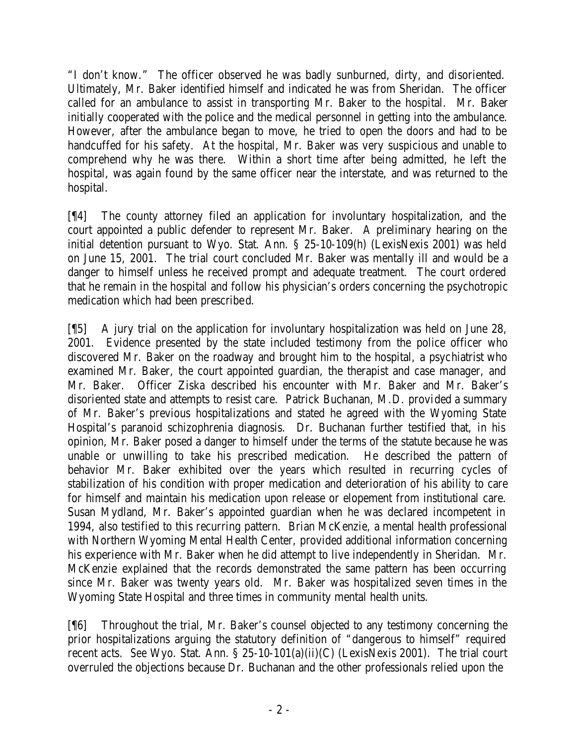"I don't know." The officer observed he was badly sunburned, dirty, and disoriented. Ultimately, Mr. Baker identified himself and indicated he was from Sheridan. The officer called for an ambulance to assist in transporting Mr. Baker to the hospital. Mr. Baker initially cooperated with the police and the medical personnel in getting into the ambulance. However, after the ambulance began to move, he tried to open the doors and had to be handcuffed for his safety. At the hospital, Mr. Baker was very suspicious and unable to comprehend why he was there. Within a short time after being admitted, he left the hospital, was again found by the same officer near the interstate, and was returned to the hospital.

[¶4] The county attorney filed an application for involuntary hospitalization, and the court appointed a public defender to represent Mr. Baker. A preliminary hearing on the initial detention pursuant to Wyo. Stat. Ann. § 25-10-109(h) (LexisNexis 2001) was held on June 15, 2001. The trial court concluded Mr. Baker was mentally ill and would be a danger to himself unless he received prompt and adequate treatment. The court ordered that he remain in the hospital and follow his physician's orders concerning the psychotropic medication which had been prescribed.

[¶5] A jury trial on the application for involuntary hospitalization was held on June 28, 2001. Evidence presented by the state included testimony from the police officer who discovered Mr. Baker on the roadway and brought him to the hospital, a psychiatrist who examined Mr. Baker, the court appointed guardian, the therapist and case manager, and Mr. Baker. Officer Ziska described his encounter with Mr. Baker and Mr. Baker's disoriented state and attempts to resist care. Patrick Buchanan, M.D. provided a summary of Mr. Baker's previous hospitalizations and stated he agreed with the Wyoming State Hospital's paranoid schizophrenia diagnosis. Dr. Buchanan further testified that, in his opinion, Mr. Baker posed a danger to himself under the terms of the statute because he was unable or unwilling to take his prescribed medication. He described the pattern of behavior Mr. Baker exhibited over the years which resulted in recurring cycles of stabilization of his condition with proper medication and deterioration of his ability to care for himself and maintain his medication upon release or elopement from institutional care. Susan Mydland, Mr. Baker's appointed guardian when he was declared incompetent in 1994, also testified to this recurring pattern. Brian McKenzie, a mental health professional with Northern Wyoming Mental Health Center, provided additional information concerning his experience with Mr. Baker when he did attempt to live independently in Sheridan. Mr. McKenzie explained that the records demonstrated the same pattern has been occurring since Mr. Baker was twenty years old. Mr. Baker was hospitalized seven times in the Wyoming State Hospital and three times in community mental health units.

[¶6] Throughout the trial, Mr. Baker's counsel objected to any testimony concerning the prior hospitalizations arguing the statutory definition of "dangerous to himself" required recent acts. *See* Wyo. Stat. Ann. § 25-10-101(a)(ii)(C) (LexisNexis 2001). The trial court overruled the objections because Dr. Buchanan and the other professionals relied upon the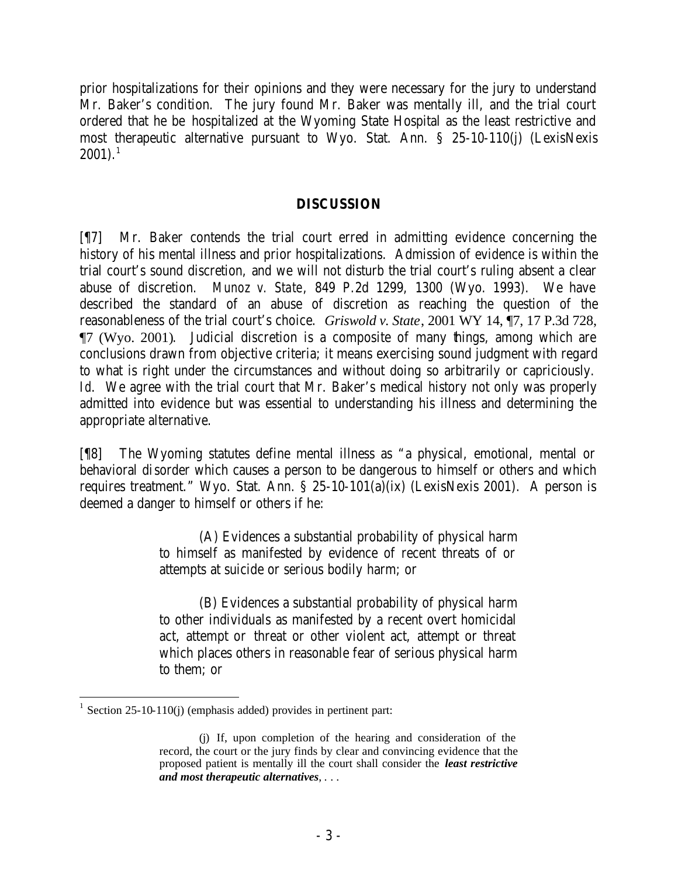prior hospitalizations for their opinions and they were necessary for the jury to understand Mr. Baker's condition. The jury found Mr. Baker was mentally ill, and the trial court ordered that he be hospitalized at the Wyoming State Hospital as the least restrictive and most therapeutic alternative pursuant to Wyo. Stat. Ann. § 25-10-110(j) (LexisNexis 2001).[1]

## DISCUSSION

[¶7] Mr. Baker contends the trial court erred in admitting evidence concerning the history of his mental illness and prior hospitalizations. Admission of evidence is within the trial court's sound discretion, and we will not disturb the trial court's ruling absent a clear abuse of discretion. *Munoz v. State*, 849 P.2d 1299, 1300 (Wyo. 1993). We have described the standard of an abuse of discretion as reaching the question of the reasonableness of the trial court's choice. *Griswold v. State*, 2001 WY 14, ¶7, 17 P.3d 728, ¶7 (Wyo. 2001). Judicial discretion is a composite of many things, among which are conclusions drawn from objective criteria; it means exercising sound judgment with regard to what is right under the circumstances and without doing so arbitrarily or capriciously. *Id.* We agree with the trial court that Mr. Baker's medical history not only was properly admitted into evidence but was essential to understanding his illness and determining the appropriate alternative.

[¶8] The Wyoming statutes define mental illness as "a physical, emotional, mental or behavioral disorder which causes a person to be dangerous to himself or others and which requires treatment." Wyo. Stat. Ann. § 25-10-101(a)(ix) (LexisNexis 2001). A person is deemed a danger to himself or others if he:

> (A) Evidences a substantial probability of physical harm to himself as manifested by evidence of recent threats of or attempts at suicide or serious bodily harm; or
>
> (B) Evidences a substantial probability of physical harm to other individuals as manifested by a recent overt homicidal act, attempt or threat or other violent act, attempt or threat which places others in reasonable fear of serious physical harm to them; or

---

[1] Section 25-10-110(j) (emphasis added) provides in pertinent part:

> (j) If, upon completion of the hearing and consideration of the record, the court or the jury finds by clear and convincing evidence that the proposed patient is mentally ill the court shall consider the ***least restrictive and most therapeutic alternatives***, . . .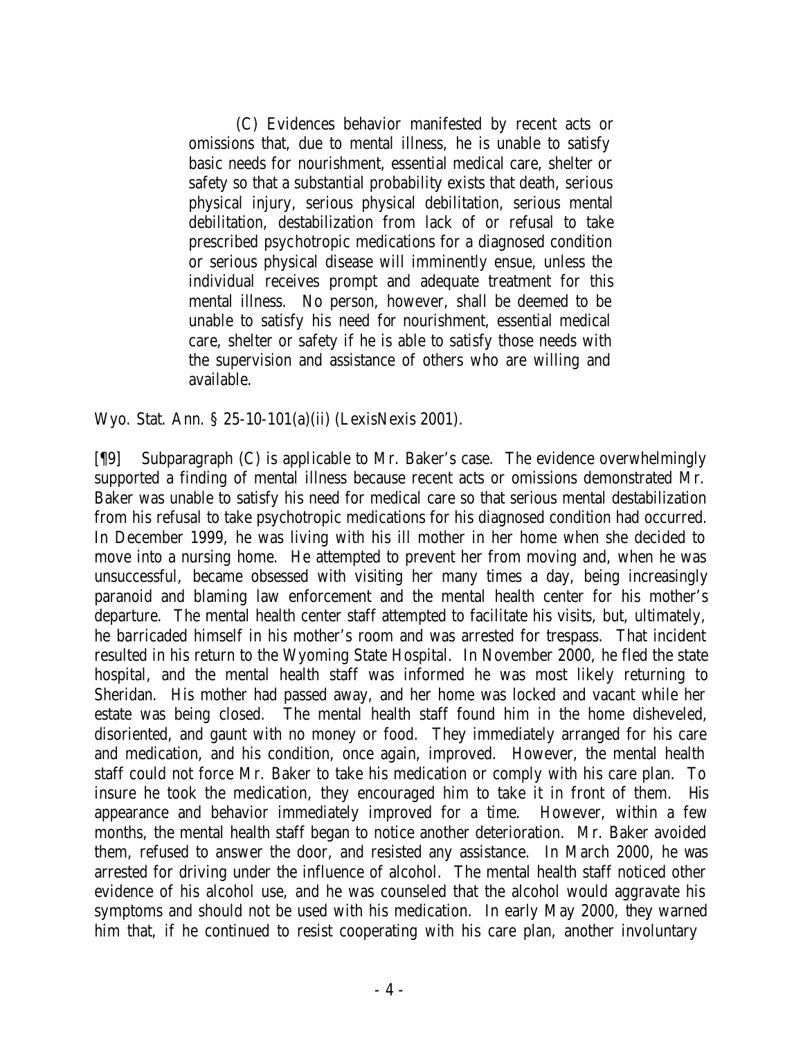> (C) Evidences behavior manifested by recent acts or omissions that, due to mental illness, he is unable to satisfy basic needs for nourishment, essential medical care, shelter or safety so that a substantial probability exists that death, serious physical injury, serious physical debilitation, serious mental debilitation, destabilization from lack of or refusal to take prescribed psychotropic medications for a diagnosed condition or serious physical disease will imminently ensue, unless the individual receives prompt and adequate treatment for this mental illness. No person, however, shall be deemed to be unable to satisfy his need for nourishment, essential medical care, shelter or safety if he is able to satisfy those needs with the supervision and assistance of others who are willing and available.

Wyo. Stat. Ann. § 25-10-101(a)(ii) (LexisNexis 2001).

[¶9] Subparagraph (C) is applicable to Mr. Baker's case. The evidence overwhelmingly supported a finding of mental illness because recent acts or omissions demonstrated Mr. Baker was unable to satisfy his need for medical care so that serious mental destabilization from his refusal to take psychotropic medications for his diagnosed condition had occurred. In December 1999, he was living with his ill mother in her home when she decided to move into a nursing home. He attempted to prevent her from moving and, when he was unsuccessful, became obsessed with visiting her many times a day, being increasingly paranoid and blaming law enforcement and the mental health center for his mother's departure. The mental health center staff attempted to facilitate his visits, but, ultimately, he barricaded himself in his mother's room and was arrested for trespass. That incident resulted in his return to the Wyoming State Hospital. In November 2000, he fled the state hospital, and the mental health staff was informed he was most likely returning to Sheridan. His mother had passed away, and her home was locked and vacant while her estate was being closed. The mental health staff found him in the home disheveled, disoriented, and gaunt with no money or food. They immediately arranged for his care and medication, and his condition, once again, improved. However, the mental health staff could not force Mr. Baker to take his medication or comply with his care plan. To insure he took the medication, they encouraged him to take it in front of them. His appearance and behavior immediately improved for a time. However, within a few months, the mental health staff began to notice another deterioration. Mr. Baker avoided them, refused to answer the door, and resisted any assistance. In March 2000, he was arrested for driving under the influence of alcohol. The mental health staff noticed other evidence of his alcohol use, and he was counseled that the alcohol would aggravate his symptoms and should not be used with his medication. In early May 2000, they warned him that, if he continued to resist cooperating with his care plan, another involuntary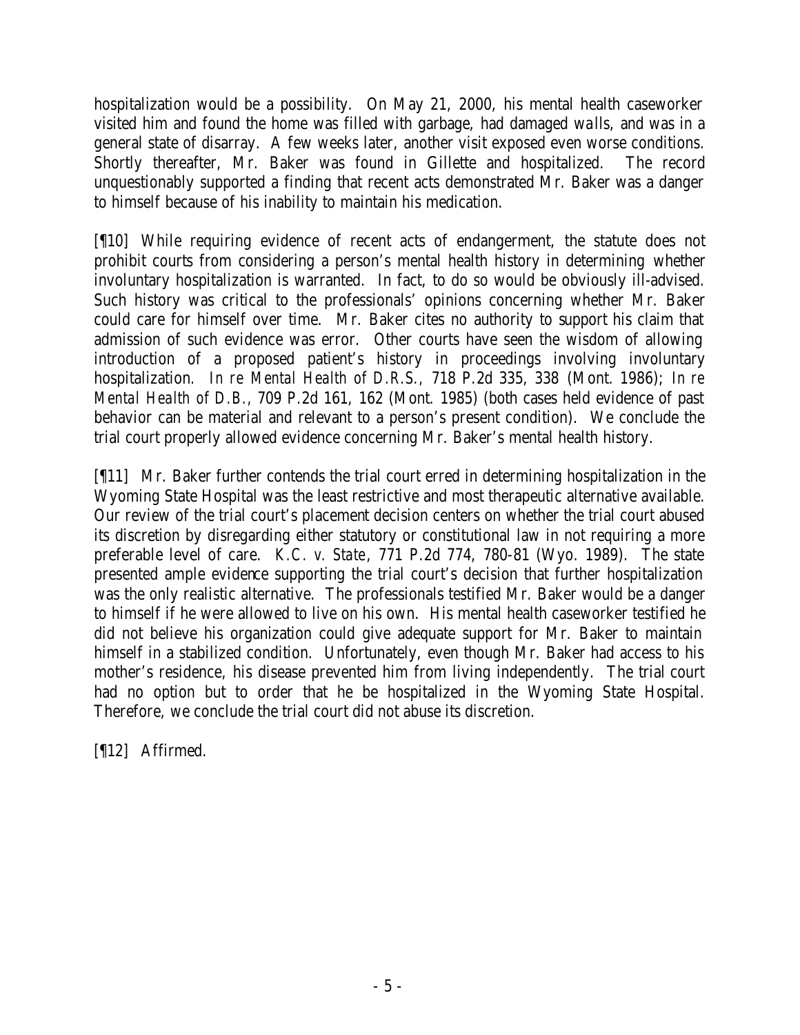hospitalization would be a possibility. On May 21, 2000, his mental health caseworker visited him and found the home was filled with garbage, had damaged walls, and was in a general state of disarray. A few weeks later, another visit exposed even worse conditions. Shortly thereafter, Mr. Baker was found in Gillette and hospitalized. The record unquestionably supported a finding that recent acts demonstrated Mr. Baker was a danger to himself because of his inability to maintain his medication.

[¶10] While requiring evidence of recent acts of endangerment, the statute does not prohibit courts from considering a person's mental health history in determining whether involuntary hospitalization is warranted. In fact, to do so would be obviously ill-advised. Such history was critical to the professionals' opinions concerning whether Mr. Baker could care for himself over time. Mr. Baker cites no authority to support his claim that admission of such evidence was error. Other courts have seen the wisdom of allowing introduction of a proposed patient's history in proceedings involving involuntary hospitalization. *In re Mental Health of D.R.S.*, 718 P.2d 335, 338 (Mont. 1986); *In re Mental Health of D.B.*, 709 P.2d 161, 162 (Mont. 1985) (both cases held evidence of past behavior can be material and relevant to a person's present condition). We conclude the trial court properly allowed evidence concerning Mr. Baker's mental health history.

[¶11] Mr. Baker further contends the trial court erred in determining hospitalization in the Wyoming State Hospital was the least restrictive and most therapeutic alternative available. Our review of the trial court's placement decision centers on whether the trial court abused its discretion by disregarding either statutory or constitutional law in not requiring a more preferable level of care. *K.C. v. State*, 771 P.2d 774, 780-81 (Wyo. 1989). The state presented ample evidence supporting the trial court's decision that further hospitalization was the only realistic alternative. The professionals testified Mr. Baker would be a danger to himself if he were allowed to live on his own. His mental health caseworker testified he did not believe his organization could give adequate support for Mr. Baker to maintain himself in a stabilized condition. Unfortunately, even though Mr. Baker had access to his mother's residence, his disease prevented him from living independently. The trial court had no option but to order that he be hospitalized in the Wyoming State Hospital. Therefore, we conclude the trial court did not abuse its discretion.

[¶12] Affirmed.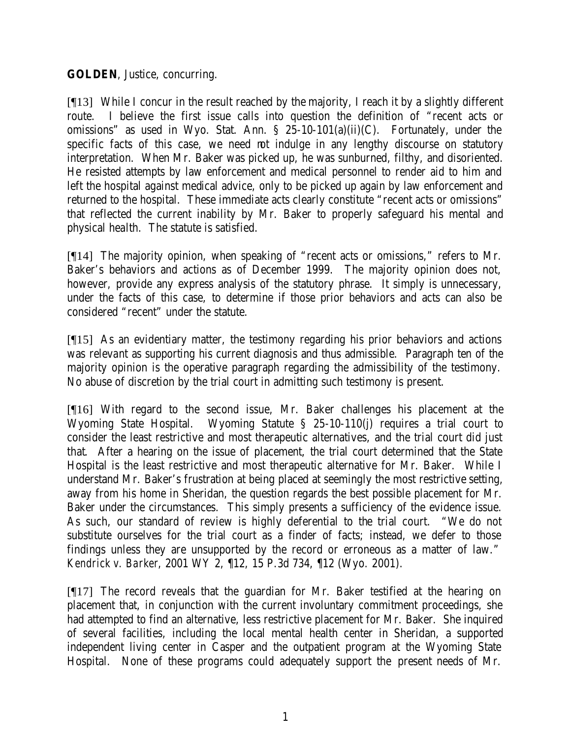**GOLDEN**, Justice, concurring.

[¶13] While I concur in the result reached by the majority, I reach it by a slightly different route. I believe the first issue calls into question the definition of "recent acts or omissions" as used in Wyo. Stat. Ann. § 25-10-101(a)(ii)(C). Fortunately, under the specific facts of this case, we need not indulge in any lengthy discourse on statutory interpretation. When Mr. Baker was picked up, he was sunburned, filthy, and disoriented. He resisted attempts by law enforcement and medical personnel to render aid to him and left the hospital against medical advice, only to be picked up again by law enforcement and returned to the hospital. These immediate acts clearly constitute "recent acts or omissions" that reflected the current inability by Mr. Baker to properly safeguard his mental and physical health. The statute is satisfied.

[¶14] The majority opinion, when speaking of "recent acts or omissions," refers to Mr. Baker's behaviors and actions as of December 1999. The majority opinion does not, however, provide any express analysis of the statutory phrase. It simply is unnecessary, under the facts of this case, to determine if those prior behaviors and acts can also be considered "recent" under the statute.

[¶15] As an evidentiary matter, the testimony regarding his prior behaviors and actions was relevant as supporting his current diagnosis and thus admissible. Paragraph ten of the majority opinion is the operative paragraph regarding the admissibility of the testimony. No abuse of discretion by the trial court in admitting such testimony is present.

[¶16] With regard to the second issue, Mr. Baker challenges his placement at the Wyoming State Hospital. Wyoming Statute § 25-10-110(j) requires a trial court to consider the least restrictive and most therapeutic alternatives, and the trial court did just that. After a hearing on the issue of placement, the trial court determined that the State Hospital is the least restrictive and most therapeutic alternative for Mr. Baker. While I understand Mr. Baker's frustration at being placed at seemingly the most restrictive setting, away from his home in Sheridan, the question regards the best possible placement for Mr. Baker under the circumstances. This simply presents a sufficiency of the evidence issue. As such, our standard of review is highly deferential to the trial court. "We do not substitute ourselves for the trial court as a finder of facts; instead, we defer to those findings unless they are unsupported by the record or erroneous as a matter of law." *Kendrick v. Barker*, 2001 WY 2, ¶12, 15 P.3d 734, ¶12 (Wyo. 2001).

[¶17] The record reveals that the guardian for Mr. Baker testified at the hearing on placement that, in conjunction with the current involuntary commitment proceedings, she had attempted to find an alternative, less restrictive placement for Mr. Baker. She inquired of several facilities, including the local mental health center in Sheridan, a supported independent living center in Casper and the outpatient program at the Wyoming State Hospital. None of these programs could adequately support the present needs of Mr.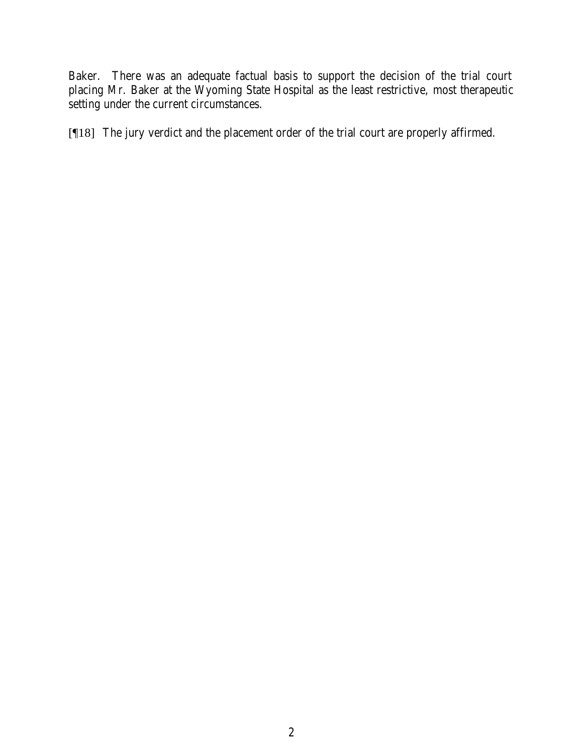Baker. There was an adequate factual basis to support the decision of the trial court placing Mr. Baker at the Wyoming State Hospital as the least restrictive, most therapeutic setting under the current circumstances.

[¶18] The jury verdict and the placement order of the trial court are properly affirmed.